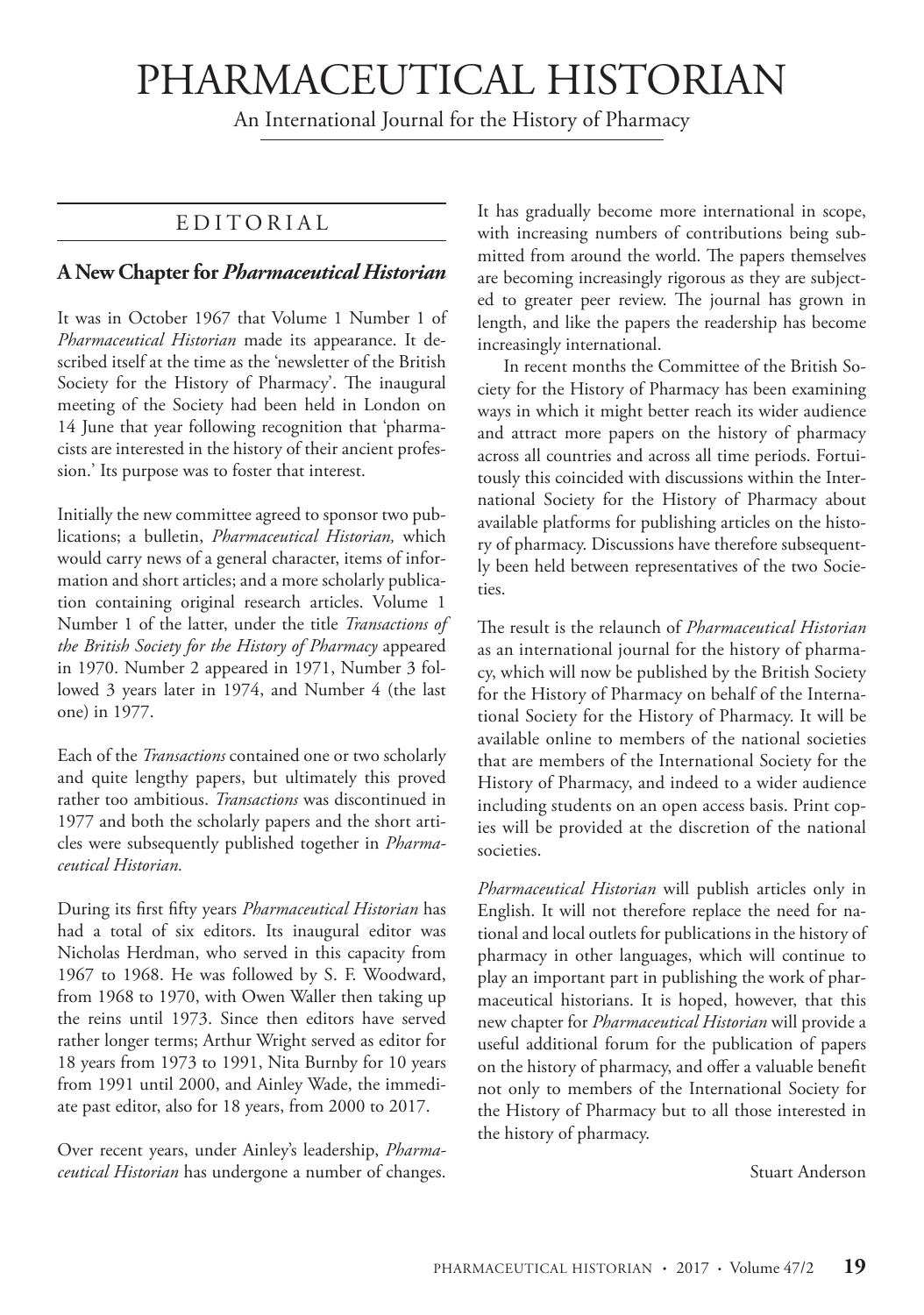# PHARMACEUTICAL HISTORIAN

An International Journal for the History of Pharmacy

## EDITORIAL

### A New Chapter for *Pharmaceutical Historian*

It was in October 1967 that Volume 1 Number 1 of *Pharmaceutical Historian* made its appearance. It described itself at the time as the 'newsletter of the British Society for the History of Pharmacy'. The inaugural meeting of the Society had been held in London on 14 June that year following recognition that 'pharmacists are interested in the history of their ancient profession.' Its purpose was to foster that interest.

Initially the new committee agreed to sponsor two publications; a bulletin, *Pharmaceutical Historian,* which would carry news of a general character, items of information and short articles; and a more scholarly publication containing original research articles. Volume 1 Number 1 of the latter, under the title *Transactions of the British Society for the History of Pharmacy* appeared in 1970. Number 2 appeared in 1971, Number 3 followed 3 years later in 1974, and Number 4 (the last one) in 1977.

Each of the *Transactions* contained one or two scholarly and quite lengthy papers, but ultimately this proved rather too ambitious. *Transactions* was discontinued in 1977 and both the scholarly papers and the short articles were subsequently published together in *Pharmaceutical Historian.*

During its first fifty years *Pharmaceutical Historian* has had a total of six editors. Its inaugural editor was Nicholas Herdman, who served in this capacity from 1967 to 1968. He was followed by S. F. Woodward, from 1968 to 1970, with Owen Waller then taking up the reins until 1973. Since then editors have served rather longer terms; Arthur Wright served as editor for 18 years from 1973 to 1991, Nita Burnby for 10 years from 1991 until 2000, and Ainley Wade, the immediate past editor, also for 18 years, from 2000 to 2017.

Over recent years, under Ainley's leadership, *Pharmaceutical Historian* has undergone a number of changes. It has gradually become more international in scope, with increasing numbers of contributions being submitted from around the world. The papers themselves are becoming increasingly rigorous as they are subjected to greater peer review. The journal has grown in length, and like the papers the readership has become increasingly international.

In recent months the Committee of the British Society for the History of Pharmacy has been examining ways in which it might better reach its wider audience and attract more papers on the history of pharmacy across all countries and across all time periods. Fortuitously this coincided with discussions within the International Society for the History of Pharmacy about available platforms for publishing articles on the history of pharmacy. Discussions have therefore subsequently been held between representatives of the two Societies.

The result is the relaunch of *Pharmaceutical Historian* as an international journal for the history of pharmacy, which will now be published by the British Society for the History of Pharmacy on behalf of the International Society for the History of Pharmacy. It will be available online to members of the national societies that are members of the International Society for the History of Pharmacy, and indeed to a wider audience including students on an open access basis. Print copies will be provided at the discretion of the national societies.

*Pharmaceutical Historian* will publish articles only in English. It will not therefore replace the need for national and local outlets for publications in the history of pharmacy in other languages, which will continue to play an important part in publishing the work of pharmaceutical historians. It is hoped, however, that this new chapter for *Pharmaceutical Historian* will provide a useful additional forum for the publication of papers on the history of pharmacy, and offer a valuable benefit not only to members of the International Society for the History of Pharmacy but to all those interested in the history of pharmacy.

Stuart Anderson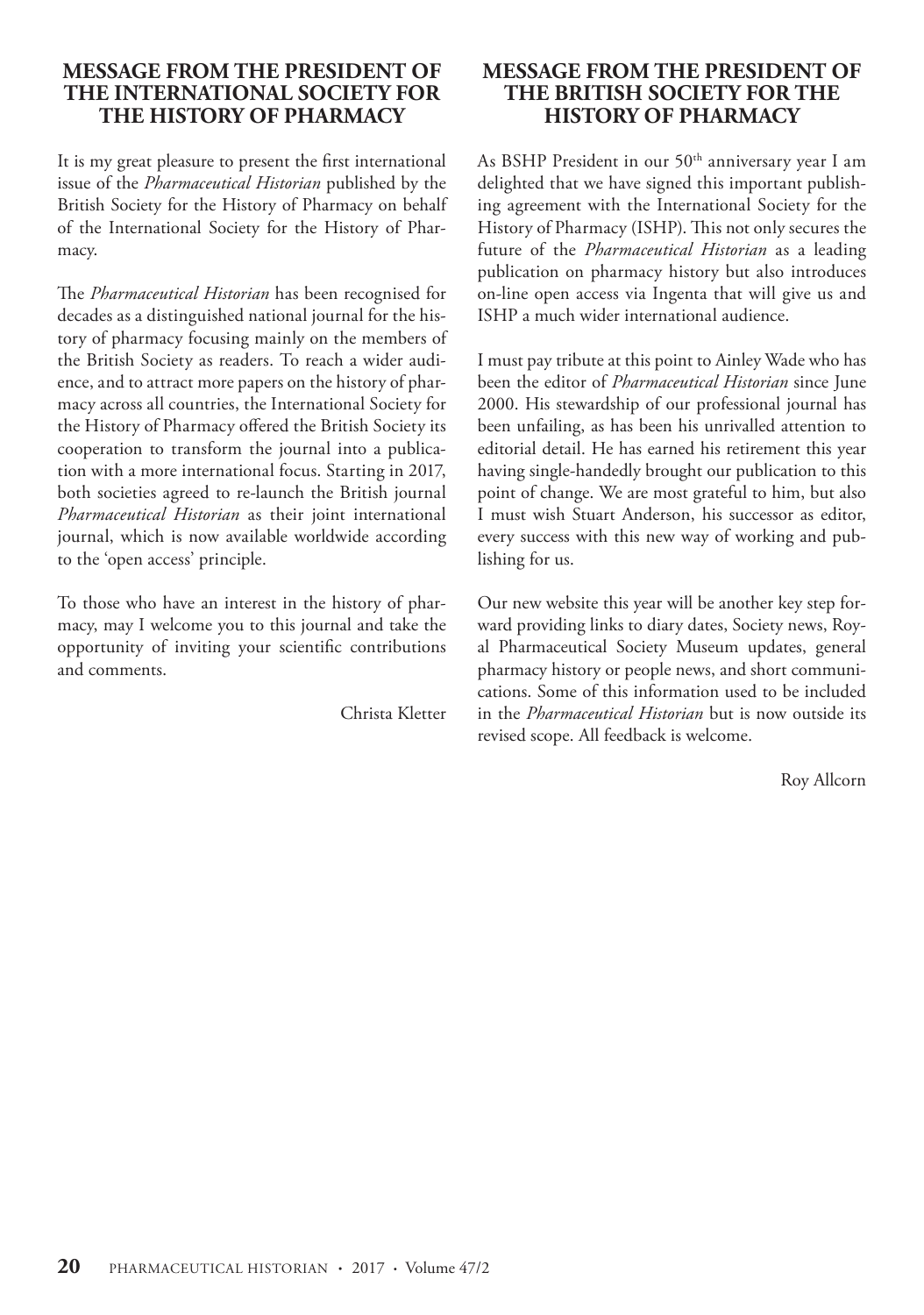## MESSAGE FROM THE PRESIDENT OF THE INTERNATIONAL SOCIETY FOR THE HISTORY OF PHARMACY

It is my great pleasure to present the first international issue of the *Pharmaceutical Historian* published by the British Society for the History of Pharmacy on behalf of the International Society for the History of Pharmacy.

The *Pharmaceutical Historian* has been recognised for decades as a distinguished national journal for the history of pharmacy focusing mainly on the members of the British Society as readers. To reach a wider audience, and to attract more papers on the history of pharmacy across all countries, the International Society for the History of Pharmacy offered the British Society its cooperation to transform the journal into a publication with a more international focus. Starting in 2017, both societies agreed to re-launch the British journal *Pharmaceutical Historian* as their joint international journal, which is now available worldwide according to the 'open access' principle.

To those who have an interest in the history of pharmacy, may I welcome you to this journal and take the opportunity of inviting your scientific contributions and comments.

Christa Kletter

## MESSAGE FROM THE PRESIDENT OF THE BRITISH SOCIETY FOR THE HISTORY OF PHARMACY

As BSHP President in our 50th anniversary year I am delighted that we have signed this important publishing agreement with the International Society for the History of Pharmacy (ISHP). This not only secures the future of the *Pharmaceutical Historian* as a leading publication on pharmacy history but also introduces on-line open access via Ingenta that will give us and ISHP a much wider international audience.

I must pay tribute at this point to Ainley Wade who has been the editor of *Pharmaceutical Historian* since June 2000. His stewardship of our professional journal has been unfailing, as has been his unrivalled attention to editorial detail. He has earned his retirement this year having single-handedly brought our publication to this point of change. We are most grateful to him, but also I must wish Stuart Anderson, his successor as editor, every success with this new way of working and publishing for us.

Our new website this year will be another key step forward providing links to diary dates, Society news, Royal Pharmaceutical Society Museum updates, general pharmacy history or people news, and short communications. Some of this information used to be included in the *Pharmaceutical Historian* but is now outside its revised scope. All feedback is welcome.

Roy Allcorn